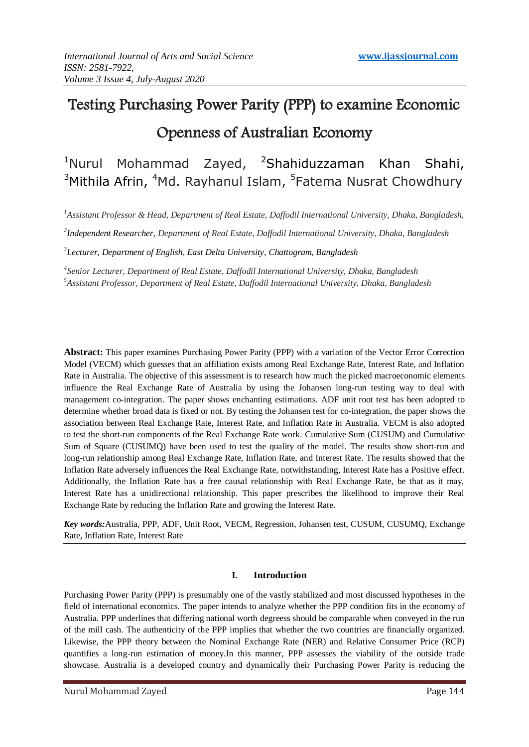# Testing Purchasing Power Parity (PPP) to examine Economic Openness of Australian Economy

[1]Nurul Mohammad Zayed, [2]Shahiduzzaman Khan Shahi, [3]Mithila Afrin, [4]Md. Rayhanul Islam, [5]Fatema Nusrat Chowdhury

*[1]Assistant Professor & Head, Department of Real Estate, Daffodil International University, Dhaka, Bangladesh,*

*[2]Independent Researcher, Department of Real Estate, Daffodil International University, Dhaka, Bangladesh*

*[3]Lecturer, Department of English, East Delta University, Chattogram, Bangladesh*

*[4]Senior Lecturer, Department of Real Estate, Daffodil International University, Dhaka, Bangladesh*

*[5]Assistant Professor, Department of Real Estate, Daffodil International University, Dhaka, Bangladesh*

**Abstract:** This paper examines Purchasing Power Parity (PPP) with a variation of the Vector Error Correction Model (VECM) which guesses that an affiliation exists among Real Exchange Rate, Interest Rate, and Inflation Rate in Australia. The objective of this assessment is to research how much the picked macroeconomic elements influence the Real Exchange Rate of Australia by using the Johansen long-run testing way to deal with management co-integration. The paper shows enchanting estimations. ADF unit root test has been adopted to determine whether broad data is fixed or not. By testing the Johansen test for co-integration, the paper shows the association between Real Exchange Rate, Interest Rate, and Inflation Rate in Australia. VECM is also adopted to test the short-run components of the Real Exchange Rate work. Cumulative Sum (CUSUM) and Cumulative Sum of Square (CUSUMQ) have been used to test the quality of the model. The results show short-run and long-run relationship among Real Exchange Rate, Inflation Rate, and Interest Rate. The results showed that the Inflation Rate adversely influences the Real Exchange Rate, notwithstanding, Interest Rate has a Positive effect. Additionally, the Inflation Rate has a free causal relationship with Real Exchange Rate, be that as it may, Interest Rate has a unidirectional relationship. This paper prescribes the likelihood to improve their Real Exchange Rate by reducing the Inflation Rate and growing the Interest Rate.

***Key words:***Australia, PPP, ADF, Unit Root, VECM, Regression, Johansen test, CUSUM, CUSUMQ, Exchange Rate, Inflation Rate, Interest Rate

## I. Introduction

Purchasing Power Parity (PPP) is presumably one of the vastly stabilized and most discussed hypotheses in the field of international economics. The paper intends to analyze whether the PPP condition fits in the economy of Australia. PPP underlines that differing national worth degreess should be comparable when conveyed in the run of the mill cash. The authenticity of the PPP implies that whether the two countries are financially organized. Likewise, the PPP theory between the Nominal Exchange Rate (NER) and Relative Consumer Price (RCP) quantifies a long-run estimation of money.In this manner, PPP assesses the viability of the outside trade showcase. Australia is a developed country and dynamically their Purchasing Power Parity is reducing the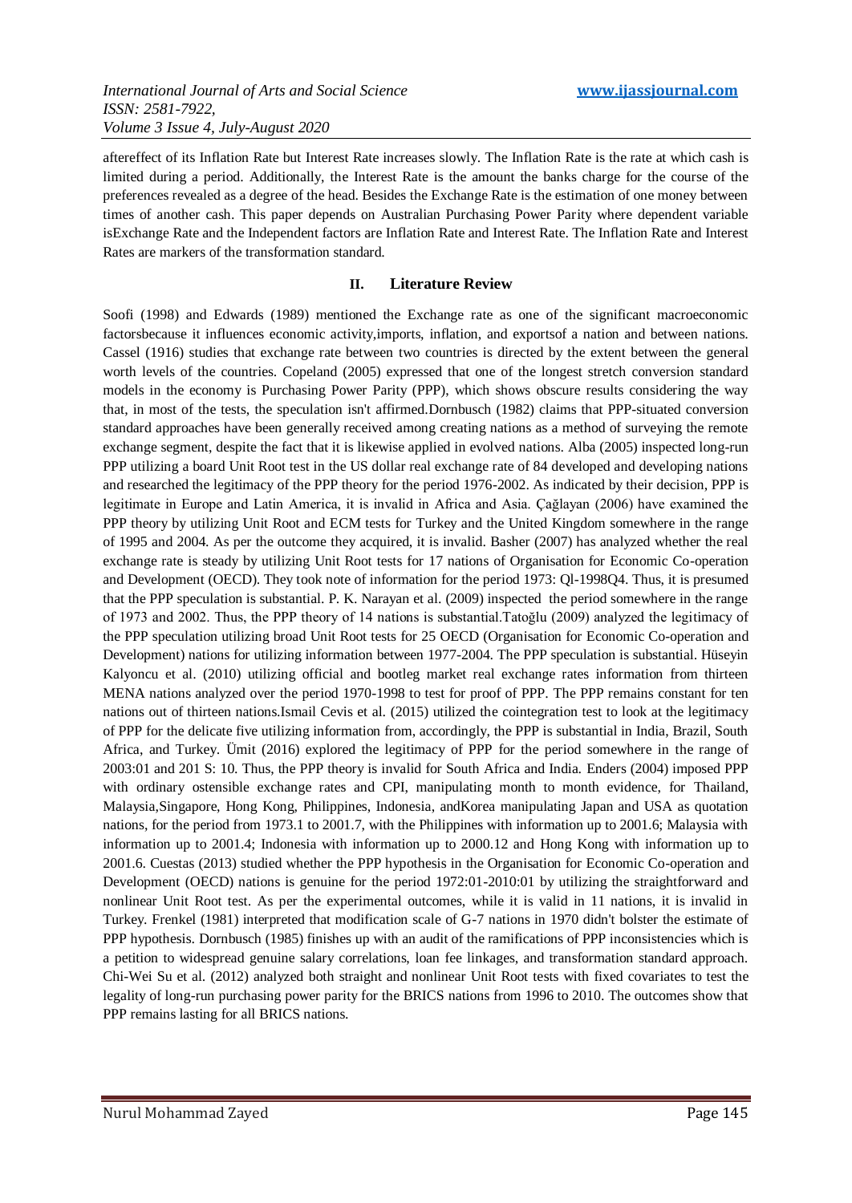aftereffect of its Inflation Rate but Interest Rate increases slowly. The Inflation Rate is the rate at which cash is limited during a period. Additionally, the Interest Rate is the amount the banks charge for the course of the preferences revealed as a degree of the head. Besides the Exchange Rate is the estimation of one money between times of another cash. This paper depends on Australian Purchasing Power Parity where dependent variable isExchange Rate and the Independent factors are Inflation Rate and Interest Rate. The Inflation Rate and Interest Rates are markers of the transformation standard.

## II. Literature Review

Soofi (1998) and Edwards (1989) mentioned the Exchange rate as one of the significant macroeconomic factorsbecause it influences economic activity,imports, inflation, and exportsof a nation and between nations. Cassel (1916) studies that exchange rate between two countries is directed by the extent between the general worth levels of the countries. Copeland (2005) expressed that one of the longest stretch conversion standard models in the economy is Purchasing Power Parity (PPP), which shows obscure results considering the way that, in most of the tests, the speculation isn't affirmed.Dornbusch (1982) claims that PPP-situated conversion standard approaches have been generally received among creating nations as a method of surveying the remote exchange segment, despite the fact that it is likewise applied in evolved nations. Alba (2005) inspected long-run PPP utilizing a board Unit Root test in the US dollar real exchange rate of 84 developed and developing nations and researched the legitimacy of the PPP theory for the period 1976-2002. As indicated by their decision, PPP is legitimate in Europe and Latin America, it is invalid in Africa and Asia. Çağlayan (2006) have examined the PPP theory by utilizing Unit Root and ECM tests for Turkey and the United Kingdom somewhere in the range of 1995 and 2004. As per the outcome they acquired, it is invalid. Basher (2007) has analyzed whether the real exchange rate is steady by utilizing Unit Root tests for 17 nations of Organisation for Economic Co-operation and Development (OECD). They took note of information for the period 1973: Ql-1998Q4. Thus, it is presumed that the PPP speculation is substantial. P. K. Narayan et al. (2009) inspected the period somewhere in the range of 1973 and 2002. Thus, the PPP theory of 14 nations is substantial.Tatoğlu (2009) analyzed the legitimacy of the PPP speculation utilizing broad Unit Root tests for 25 OECD (Organisation for Economic Co-operation and Development) nations for utilizing information between 1977-2004. The PPP speculation is substantial. Hüseyin Kalyoncu et al. (2010) utilizing official and bootleg market real exchange rates information from thirteen MENA nations analyzed over the period 1970-1998 to test for proof of PPP. The PPP remains constant for ten nations out of thirteen nations.Ismail Cevis et al. (2015) utilized the cointegration test to look at the legitimacy of PPP for the delicate five utilizing information from, accordingly, the PPP is substantial in India, Brazil, South Africa, and Turkey. Ümit (2016) explored the legitimacy of PPP for the period somewhere in the range of 2003:01 and 201 S: 10. Thus, the PPP theory is invalid for South Africa and India. Enders (2004) imposed PPP with ordinary ostensible exchange rates and CPI, manipulating month to month evidence, for Thailand, Malaysia,Singapore, Hong Kong, Philippines, Indonesia, andKorea manipulating Japan and USA as quotation nations, for the period from 1973.1 to 2001.7, with the Philippines with information up to 2001.6; Malaysia with information up to 2001.4; Indonesia with information up to 2000.12 and Hong Kong with information up to 2001.6. Cuestas (2013) studied whether the PPP hypothesis in the Organisation for Economic Co-operation and Development (OECD) nations is genuine for the period 1972:01-2010:01 by utilizing the straightforward and nonlinear Unit Root test. As per the experimental outcomes, while it is valid in 11 nations, it is invalid in Turkey. Frenkel (1981) interpreted that modification scale of G-7 nations in 1970 didn't bolster the estimate of PPP hypothesis. Dornbusch (1985) finishes up with an audit of the ramifications of PPP inconsistencies which is a petition to widespread genuine salary correlations, loan fee linkages, and transformation standard approach. Chi-Wei Su et al. (2012) analyzed both straight and nonlinear Unit Root tests with fixed covariates to test the legality of long-run purchasing power parity for the BRICS nations from 1996 to 2010. The outcomes show that PPP remains lasting for all BRICS nations.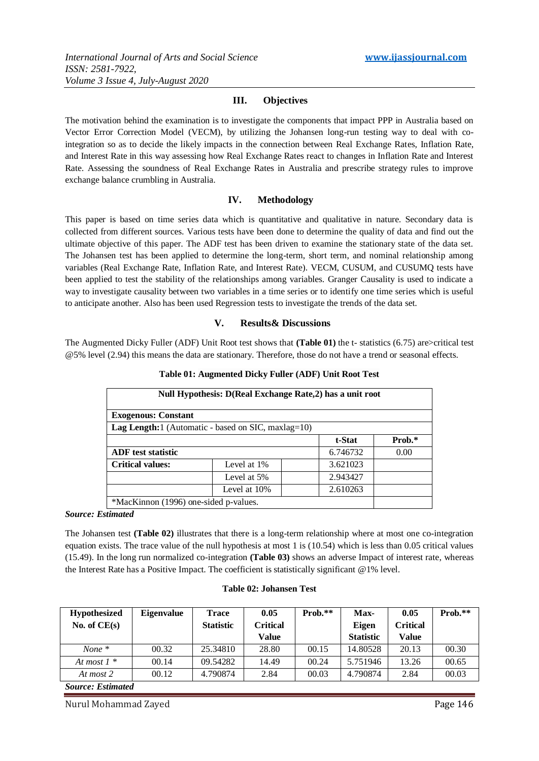## III. Objectives

The motivation behind the examination is to investigate the components that impact PPP in Australia based on Vector Error Correction Model (VECM), by utilizing the Johansen long-run testing way to deal with co-integration so as to decide the likely impacts in the connection between Real Exchange Rates, Inflation Rate, and Interest Rate in this way assessing how Real Exchange Rates react to changes in Inflation Rate and Interest Rate. Assessing the soundness of Real Exchange Rates in Australia and prescribe strategy rules to improve exchange balance crumbling in Australia.

## IV. Methodology

This paper is based on time series data which is quantitative and qualitative in nature. Secondary data is collected from different sources. Various tests have been done to determine the quality of data and find out the ultimate objective of this paper. The ADF test has been driven to examine the stationary state of the data set. The Johansen test has been applied to determine the long-term, short term, and nominal relationship among variables (Real Exchange Rate, Inflation Rate, and Interest Rate). VECM, CUSUM, and CUSUMQ tests have been applied to test the stability of the relationships among variables. Granger Causality is used to indicate a way to investigate causality between two variables in a time series or to identify one time series which is useful to anticipate another. Also has been used Regression tests to investigate the trends of the data set.

## V. Results& Discussions

The Augmented Dicky Fuller (ADF) Unit Root test shows that **(Table 01)** the t- statistics (6.75) are>critical test @5% level (2.94) this means the data are stationary. Therefore, those do not have a trend or seasonal effects.

**Table 01: Augmented Dicky Fuller (ADF) Unit Root Test**

| **Null Hypothesis: D(Real Exchange Rate,2) has a unit root** | | | | |
|---|---|---|---|---|
| **Exogenous: Constant** | | | | |
| **Lag Length:**1 (Automatic - based on SIC, maxlag=10) | | | | |
| | | | **t-Stat** | **Prob.*** |
| **ADF test statistic** | | | 6.746732 | 0.00 |
| **Critical values:** | Level at 1% | | 3.621023 | |
| | Level at 5% | | 2.943427 | |
| | Level at 10% | | 2.610263 | |
| *MacKinnon (1996) one-sided p-values. | | | | |

***Source: Estimated***

The Johansen test **(Table 02)** illustrates that there is a long-term relationship where at most one co-integration equation exists. The trace value of the null hypothesis at most 1 is (10.54) which is less than 0.05 critical values (15.49). In the long run normalized co-integration **(Table 03)** shows an adverse Impact of interest rate, whereas the Interest Rate has a Positive Impact. The coefficient is statistically significant @1% level.

**Table 02: Johansen Test**

| **Hypothesized No. of CE(s)** | **Eigenvalue** | **Trace Statistic** | **0.05 Critical Value** | **Prob.**** | **Max-Eigen Statistic** | **0.05 Critical Value** | **Prob.**** |
|---|---|---|---|---|---|---|---|
| *None ** | 00.32 | 25.34810 | 28.80 | 00.15 | 14.80528 | 20.13 | 00.30 |
| *At most 1 ** | 00.14 | 09.54282 | 14.49 | 00.24 | 5.751946 | 13.26 | 00.65 |
| *At most 2* | 00.12 | 4.790874 | 2.84 | 00.03 | 4.790874 | 2.84 | 00.03 |

***Source: Estimated***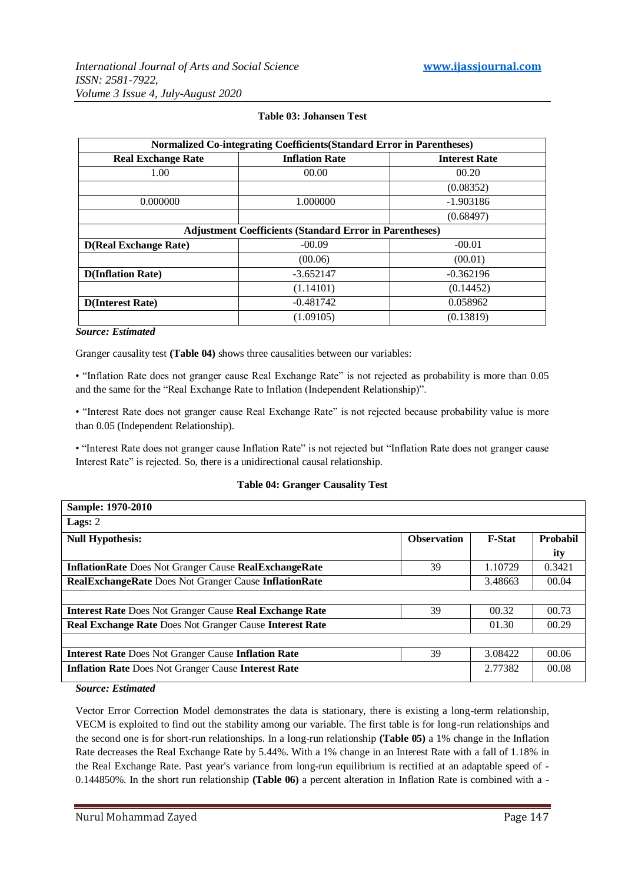**Table 03: Johansen Test**

| Normalized Co-integrating Coefficients(Standard Error in Parentheses) | | |
|---|---|---|
| **Real Exchange Rate** | **Inflation Rate** | **Interest Rate** |
| 1.00 | 00.00 | 00.20 |
| | | (0.08352) |
| 0.000000 | 1.000000 | -1.903186 |
| | | (0.68497) |
| **Adjustment Coefficients (Standard Error in Parentheses)** | | |
| **D(Real Exchange Rate)** | -00.09 | -00.01 |
| | (00.06) | (00.01) |
| **D(Inflation Rate)** | -3.652147 | -0.362196 |
| | (1.14101) | (0.14452) |
| **D(Interest Rate)** | -0.481742 | 0.058962 |
| | (1.09105) | (0.13819) |

*Source: Estimated*

Granger causality test **(Table 04)** shows three causalities between our variables:

• "Inflation Rate does not granger cause Real Exchange Rate" is not rejected as probability is more than 0.05 and the same for the "Real Exchange Rate to Inflation (Independent Relationship)".

• "Interest Rate does not granger cause Real Exchange Rate" is not rejected because probability value is more than 0.05 (Independent Relationship).

• "Interest Rate does not granger cause Inflation Rate" is not rejected but "Inflation Rate does not granger cause Interest Rate" is rejected. So, there is a unidirectional causal relationship.

**Table 04: Granger Causality Test**

| **Sample: 1970-2010** | | | |
|---|---|---|---|
| **Lags:** 2 | | | |
| **Null Hypothesis:** | **Observation** | **F-Stat** | **Probability** |
| **InflationRate** Does Not Granger Cause **RealExchangeRate** | 39 | 1.10729 | 0.3421 |
| **RealExchangeRate** Does Not Granger Cause **InflationRate** | | 3.48663 | 00.04 |
| | | | |
| **Interest Rate** Does Not Granger Cause **Real Exchange Rate** | 39 | 00.32 | 00.73 |
| **Real Exchange Rate** Does Not Granger Cause **Interest Rate** | | 01.30 | 00.29 |
| | | | |
| **Interest Rate** Does Not Granger Cause **Inflation Rate** | 39 | 3.08422 | 00.06 |
| **Inflation Rate** Does Not Granger Cause **Interest Rate** | | 2.77382 | 00.08 |

*Source: Estimated*

Vector Error Correction Model demonstrates the data is stationary, there is existing a long-term relationship, VECM is exploited to find out the stability among our variable. The first table is for long-run relationships and the second one is for short-run relationships. In a long-run relationship **(Table 05)** a 1% change in the Inflation Rate decreases the Real Exchange Rate by 5.44%. With a 1% change in an Interest Rate with a fall of 1.18% in the Real Exchange Rate. Past year's variance from long-run equilibrium is rectified at an adaptable speed of -0.144850%. In the short run relationship **(Table 06)** a percent alteration in Inflation Rate is combined with a -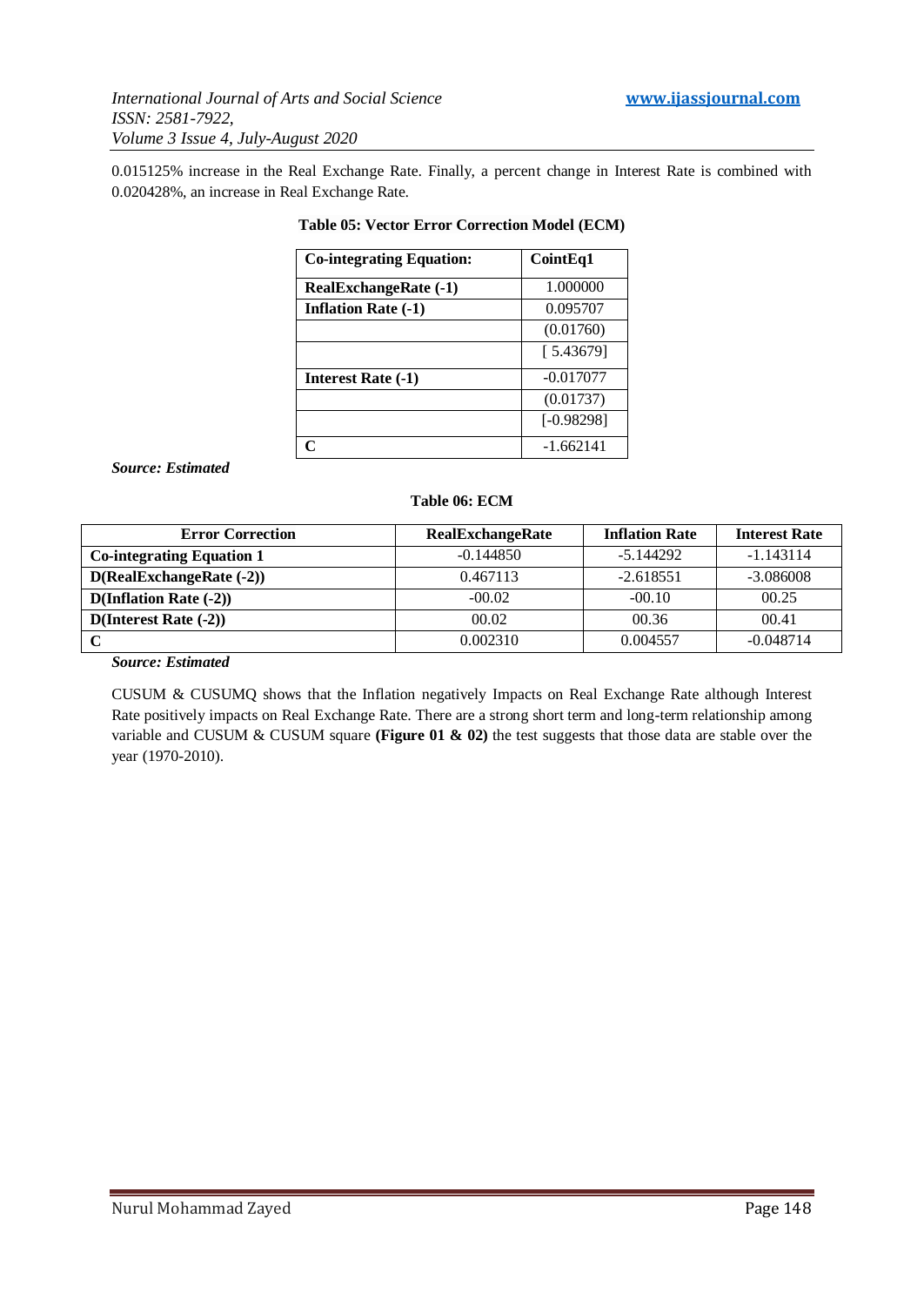0.015125% increase in the Real Exchange Rate. Finally, a percent change in Interest Rate is combined with 0.020428%, an increase in Real Exchange Rate.

**Table 05: Vector Error Correction Model (ECM)**

| Co-integrating Equation: | CointEq1 |
|---|---|
| RealExchangeRate (-1) | 1.000000 |
| Inflation Rate (-1) | 0.095707 |
| | (0.01760) |
| | [ 5.43679] |
| Interest Rate (-1) | -0.017077 |
| | (0.01737) |
| | [-0.98298] |
| C | -1.662141 |

***Source: Estimated***

**Table 06: ECM**

| Error Correction | RealExchangeRate | Inflation Rate | Interest Rate |
|---|---|---|---|
| Co-integrating Equation 1 | -0.144850 | -5.144292 | -1.143114 |
| D(RealExchangeRate (-2)) | 0.467113 | -2.618551 | -3.086008 |
| D(Inflation Rate (-2)) | -00.02 | -00.10 | 00.25 |
| D(Interest Rate (-2)) | 00.02 | 00.36 | 00.41 |
| C | 0.002310 | 0.004557 | -0.048714 |

***Source: Estimated***

CUSUM & CUSUMQ shows that the Inflation negatively Impacts on Real Exchange Rate although Interest Rate positively impacts on Real Exchange Rate. There are a strong short term and long-term relationship among variable and CUSUM & CUSUM square **(Figure 01 & 02)** the test suggests that those data are stable over the year (1970-2010).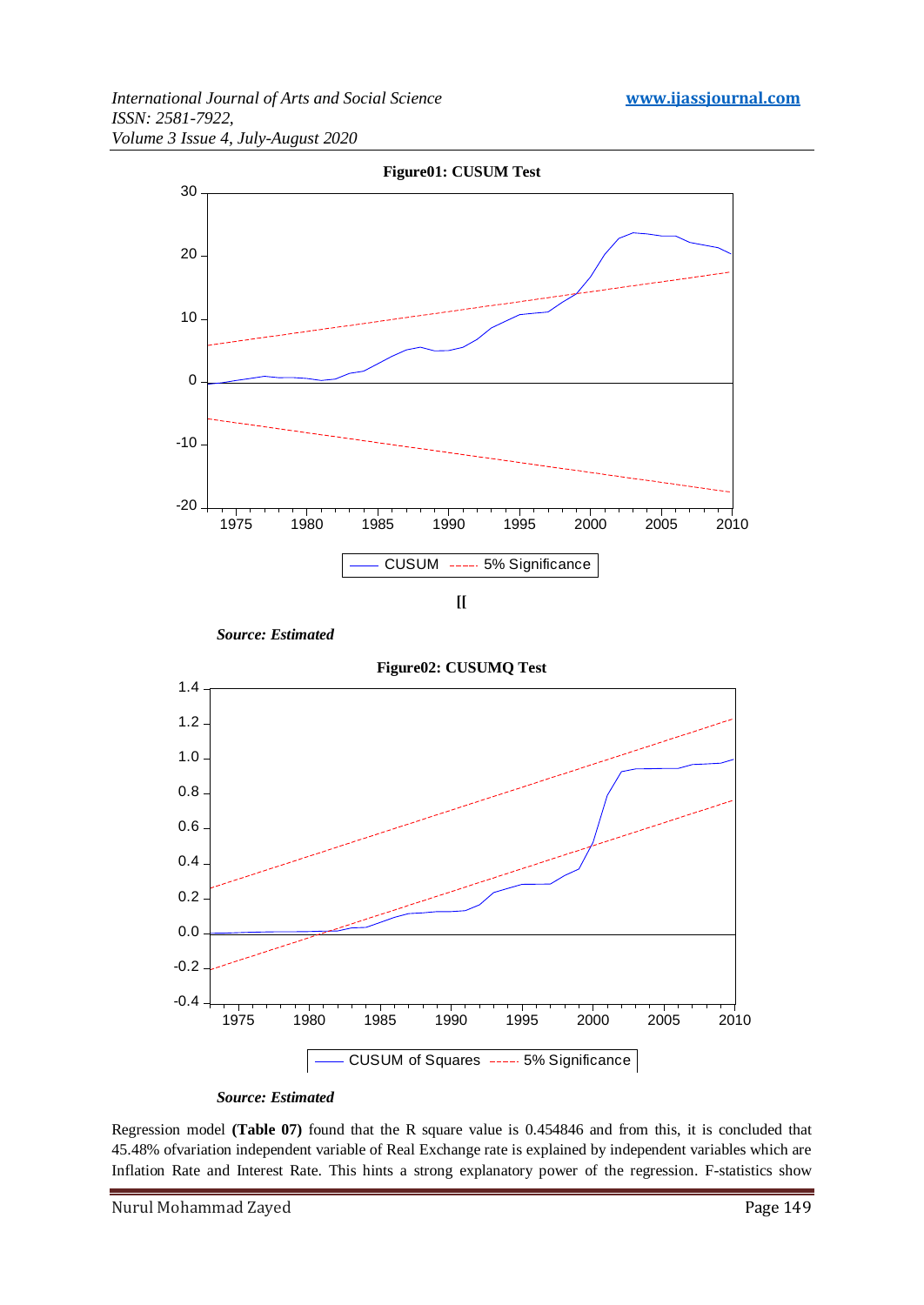**Figure01: CUSUM Test**

[[

*Source: Estimated*

**Figure02: CUSUMQ Test**

*Source: Estimated*

Regression model **(Table 07)** found that the R square value is 0.454846 and from this, it is concluded that 45.48% ofvariation independent variable of Real Exchange rate is explained by independent variables which are Inflation Rate and Interest Rate. This hints a strong explanatory power of the regression. F-statistics show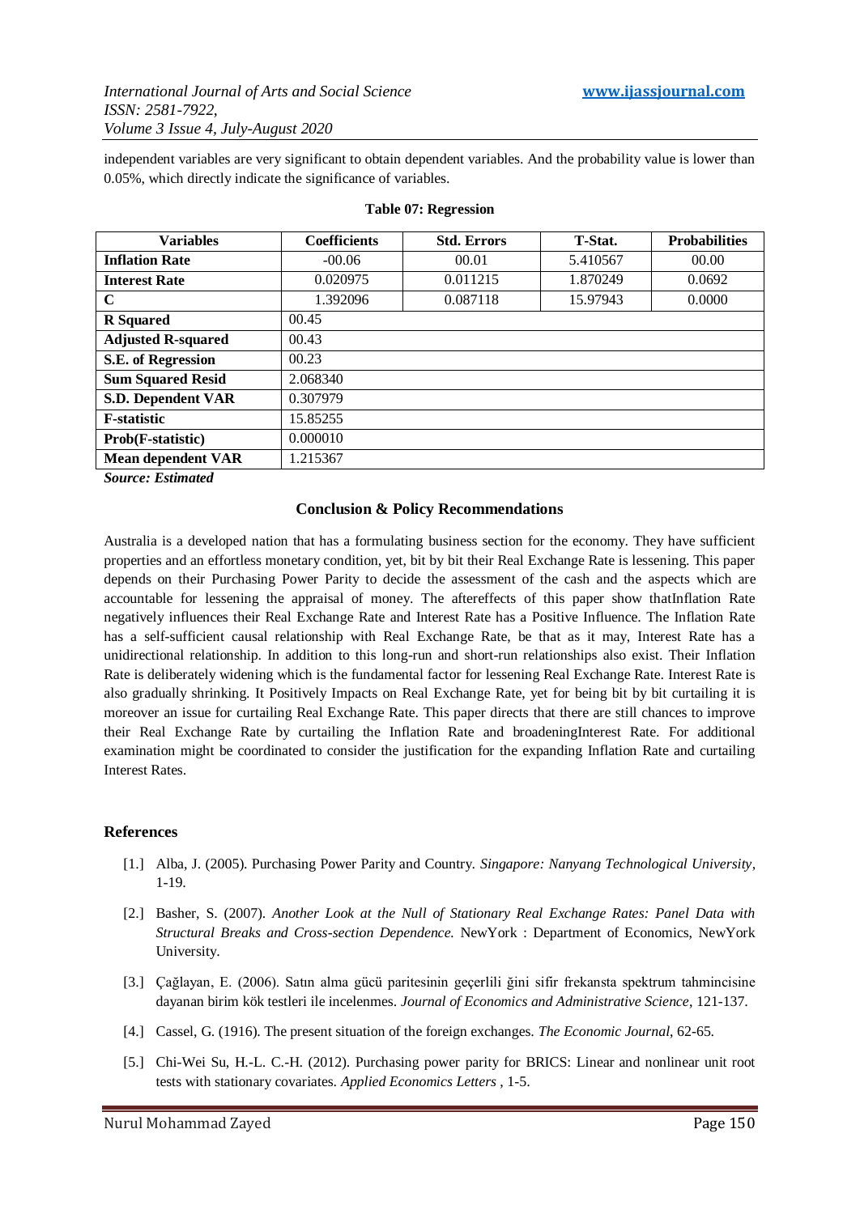independent variables are very significant to obtain dependent variables. And the probability value is lower than 0.05%, which directly indicate the significance of variables.

**Table 07: Regression**

| Variables | Coefficients | Std. Errors | T-Stat. | Probabilities |
|---|---|---|---|---|
| **Inflation Rate** | -00.06 | 00.01 | 5.410567 | 00.00 |
| **Interest Rate** | 0.020975 | 0.011215 | 1.870249 | 0.0692 |
| **C** | 1.392096 | 0.087118 | 15.97943 | 0.0000 |
| **R Squared** | 00.45 | | | |
| **Adjusted R-squared** | 00.43 | | | |
| **S.E. of Regression** | 00.23 | | | |
| **Sum Squared Resid** | 2.068340 | | | |
| **S.D. Dependent VAR** | 0.307979 | | | |
| **F-statistic** | 15.85255 | | | |
| **Prob(F-statistic)** | 0.000010 | | | |
| **Mean dependent VAR** | 1.215367 | | | |

***Source: Estimated***

## Conclusion & Policy Recommendations

Australia is a developed nation that has a formulating business section for the economy. They have sufficient properties and an effortless monetary condition, yet, bit by bit their Real Exchange Rate is lessening. This paper depends on their Purchasing Power Parity to decide the assessment of the cash and the aspects which are accountable for lessening the appraisal of money. The aftereffects of this paper show thatInflation Rate negatively influences their Real Exchange Rate and Interest Rate has a Positive Influence. The Inflation Rate has a self-sufficient causal relationship with Real Exchange Rate, be that as it may, Interest Rate has a unidirectional relationship. In addition to this long-run and short-run relationships also exist. Their Inflation Rate is deliberately widening which is the fundamental factor for lessening Real Exchange Rate. Interest Rate is also gradually shrinking. It Positively Impacts on Real Exchange Rate, yet for being bit by bit curtailing it is moreover an issue for curtailing Real Exchange Rate. This paper directs that there are still chances to improve their Real Exchange Rate by curtailing the Inflation Rate and broadeningInterest Rate. For additional examination might be coordinated to consider the justification for the expanding Inflation Rate and curtailing Interest Rates.

## References

[1.] Alba, J. (2005). Purchasing Power Parity and Country. *Singapore: Nanyang Technological University*, 1-19.

[2.] Basher, S. (2007). *Another Look at the Null of Stationary Real Exchange Rates: Panel Data with Structural Breaks and Cross-section Dependence.* NewYork : Department of Economics, NewYork University.

[3.] Çağlayan, E. (2006). Satın alma gücü paritesinin geçerlili ğini sifir frekansta spektrum tahmincisine dayanan birim kök testleri ile incelenmes. *Journal of Economics and Administrative Science*, 121-137.

[4.] Cassel, G. (1916). The present situation of the foreign exchanges. *The Economic Journal*, 62-65.

[5.] Chi-Wei Su, H.-L. C.-H. (2012). Purchasing power parity for BRICS: Linear and nonlinear unit root tests with stationary covariates. *Applied Economics Letters* , 1-5.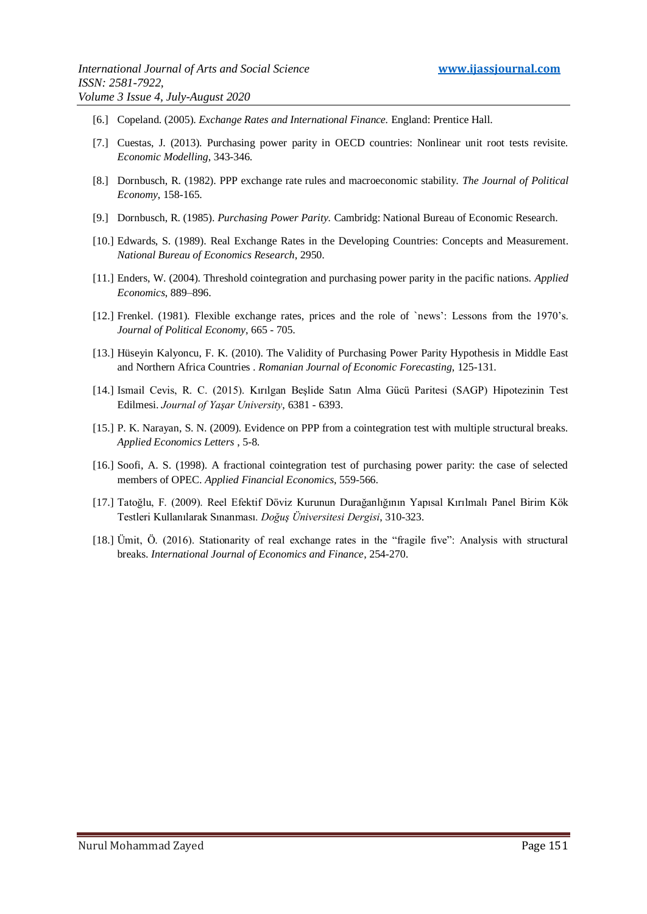[6.] Copeland. (2005). *Exchange Rates and International Finance.* England: Prentice Hall.

[7.] Cuestas, J. (2013). Purchasing power parity in OECD countries: Nonlinear unit root tests revisite. *Economic Modelling*, 343-346.

[8.] Dornbusch, R. (1982). PPP exchange rate rules and macroeconomic stability. *The Journal of Political Economy*, 158-165.

[9.] Dornbusch, R. (1985). *Purchasing Power Parity.* Cambridg: National Bureau of Economic Research.

[10.] Edwards, S. (1989). Real Exchange Rates in the Developing Countries: Concepts and Measurement. *National Bureau of Economics Research*, 2950.

[11.] Enders, W. (2004). Threshold cointegration and purchasing power parity in the pacific nations. *Applied Economics*, 889–896.

[12.] Frenkel. (1981). Flexible exchange rates, prices and the role of `news': Lessons from the 1970's. *Journal of Political Economy*, 665 - 705.

[13.] Hüseyin Kalyoncu, F. K. (2010). The Validity of Purchasing Power Parity Hypothesis in Middle East and Northern Africa Countries . *Romanian Journal of Economic Forecasting*, 125-131.

[14.] Ismail Cevis, R. C. (2015). Kırılgan Beşlide Satın Alma Gücü Paritesi (SAGP) Hipotezinin Test Edilmesi. *Journal of Yaşar University*, 6381 - 6393.

[15.] P. K. Narayan, S. N. (2009). Evidence on PPP from a cointegration test with multiple structural breaks. *Applied Economics Letters* , 5-8.

[16.] Soofi, A. S. (1998). A fractional cointegration test of purchasing power parity: the case of selected members of OPEC. *Applied Financial Economics*, 559-566.

[17.] Tatoğlu, F. (2009). Reel Efektif Döviz Kurunun Durağanlığının Yapısal Kırılmalı Panel Birim Kök Testleri Kullanılarak Sınanması. *Doğuş Üniversitesi Dergisi*, 310-323.

[18.] Ümit, Ö. (2016). Stationarity of real exchange rates in the "fragile five": Analysis with structural breaks. *International Journal of Economics and Finance*, 254-270.